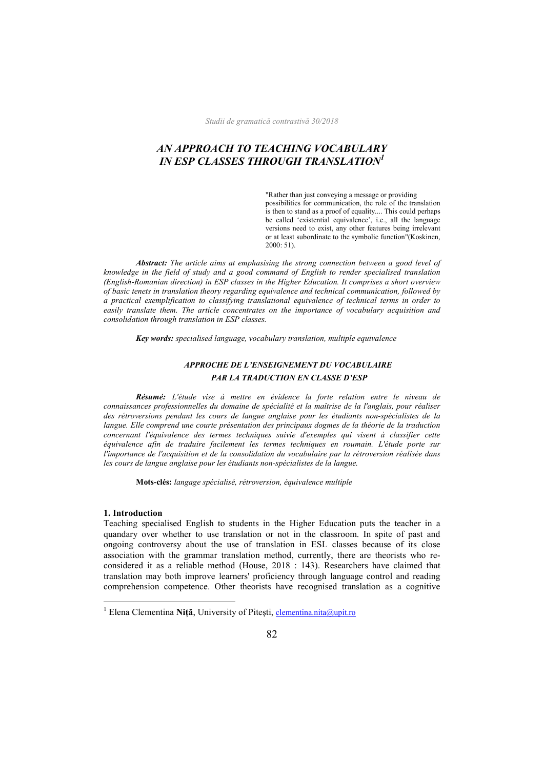# AN APPROACH TO TEACHING VOCABULARY IN ESP CLASSES THROUGH TRANSLATION[1]

> "Rather than just conveying a message or providing possibilities for communication, the role of the translation is then to stand as a proof of equality.... This could perhaps be called 'existential equivalence', i.e., all the language versions need to exist, any other features being irrelevant or at least subordinate to the symbolic function"(Koskinen, 2000: 51).

***Abstract:*** *The article aims at emphasising the strong connection between a good level of knowledge in the field of study and a good command of English to render specialised translation (English-Romanian direction) in ESP classes in the Higher Education. It comprises a short overview of basic tenets in translation theory regarding equivalence and technical communication, followed by a practical exemplification to classifying translational equivalence of technical terms in order to easily translate them. The article concentrates on the importance of vocabulary acquisition and consolidation through translation in ESP classes.*

***Key words:*** *specialised language, vocabulary translation, multiple equivalence*

## *APPROCHE DE L'ENSEIGNEMENT DU VOCABULAIRE PAR LA TRADUCTION EN CLASSE D'ESP*

***Résumé:*** *L'étude vise à mettre en évidence la forte relation entre le niveau de connaissances professionnelles du domaine de spécialité et la maîtrise de la l'anglais, pour réaliser des rétroversions pendant les cours de langue anglaise pour les étudiants non-spécialistes de la langue. Elle comprend une courte présentation des principaux dogmes de la théorie de la traduction concernant l'équivalence des termes techniques suivie d'exemples qui visent à classifier cette équivalence afin de traduire facilement les termes techniques en roumain. L'étude porte sur l'importance de l'acquisition et de la consolidation du vocabulaire par la rétroversion réalisée dans les cours de langue anglaise pour les étudiants non-spécialistes de la langue.*

**Mots-clés:** *langage spécialisé, rétroversion, équivalence multiple*

## 1. Introduction

Teaching specialised English to students in the Higher Education puts the teacher in a quandary over whether to use translation or not in the classroom. In spite of past and ongoing controversy about the use of translation in ESL classes because of its close association with the grammar translation method, currently, there are theorists who re-considered it as a reliable method (House, 2018 : 143). Researchers have claimed that translation may both improve learners' proficiency through language control and reading comprehension competence. Other theorists have recognised translation as a cognitive

---

[1] Elena Clementina **Niță**, University of Pitești, clementina.nita@upit.ro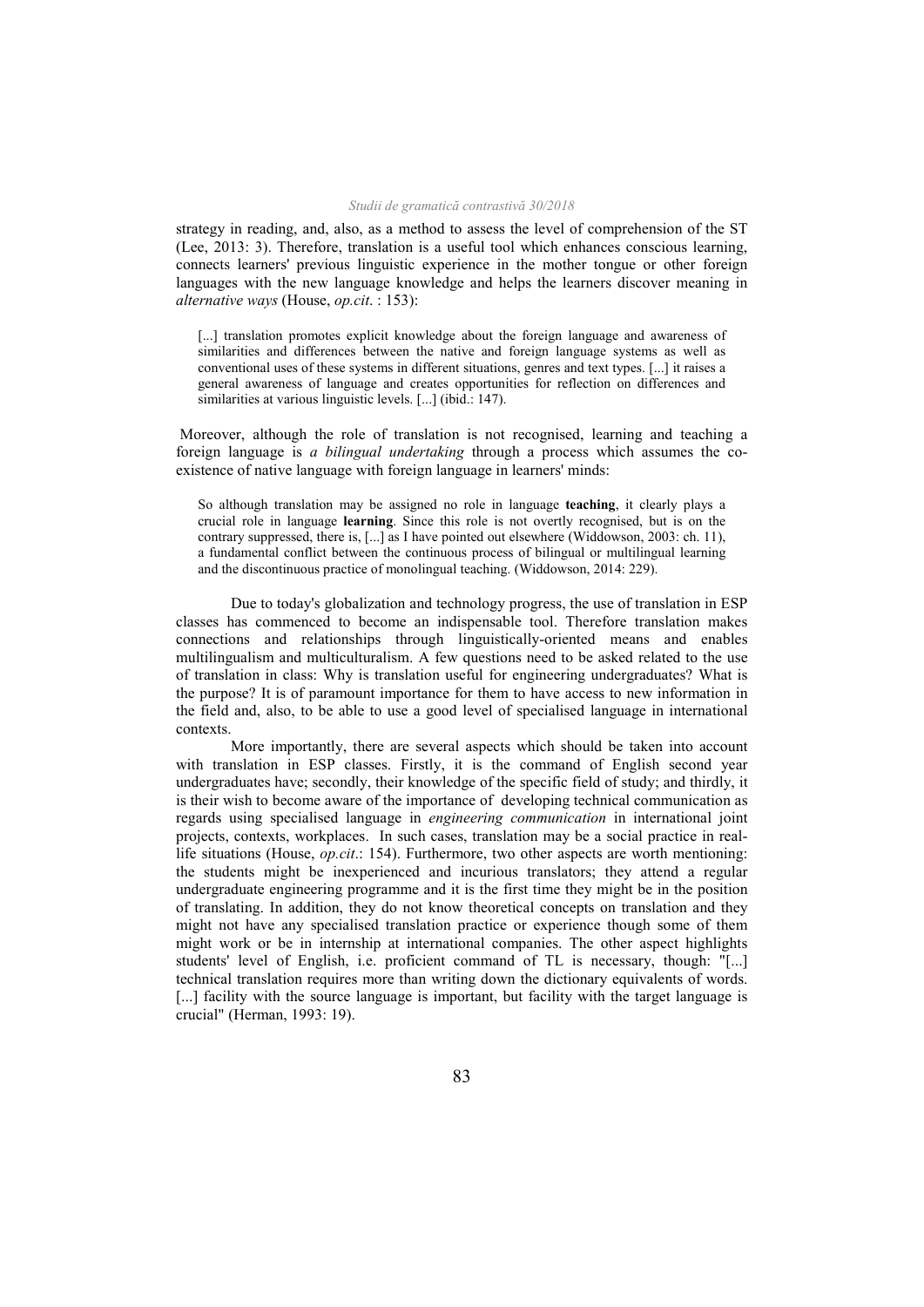strategy in reading, and, also, as a method to assess the level of comprehension of the ST (Lee, 2013: 3). Therefore, translation is a useful tool which enhances conscious learning, connects learners' previous linguistic experience in the mother tongue or other foreign languages with the new language knowledge and helps the learners discover meaning in *alternative ways* (House, *op.cit*. : 153):

> [...] translation promotes explicit knowledge about the foreign language and awareness of similarities and differences between the native and foreign language systems as well as conventional uses of these systems in different situations, genres and text types. [...] it raises a general awareness of language and creates opportunities for reflection on differences and similarities at various linguistic levels. [...] (ibid.: 147).

Moreover, although the role of translation is not recognised, learning and teaching a foreign language is *a bilingual undertaking* through a process which assumes the co-existence of native language with foreign language in learners' minds:

> So although translation may be assigned no role in language **teaching**, it clearly plays a crucial role in language **learning**. Since this role is not overtly recognised, but is on the contrary suppressed, there is, [...] as I have pointed out elsewhere (Widdowson, 2003: ch. 11), a fundamental conflict between the continuous process of bilingual or multilingual learning and the discontinuous practice of monolingual teaching. (Widdowson, 2014: 229).

Due to today's globalization and technology progress, the use of translation in ESP classes has commenced to become an indispensable tool. Therefore translation makes connections and relationships through linguistically-oriented means and enables multilingualism and multiculturalism. A few questions need to be asked related to the use of translation in class: Why is translation useful for engineering undergraduates? What is the purpose? It is of paramount importance for them to have access to new information in the field and, also, to be able to use a good level of specialised language in international contexts.

More importantly, there are several aspects which should be taken into account with translation in ESP classes. Firstly, it is the command of English second year undergraduates have; secondly, their knowledge of the specific field of study; and thirdly, it is their wish to become aware of the importance of developing technical communication as regards using specialised language in *engineering communication* in international joint projects, contexts, workplaces. In such cases, translation may be a social practice in real-life situations (House, *op.cit*.: 154). Furthermore, two other aspects are worth mentioning: the students might be inexperienced and incurious translators; they attend a regular undergraduate engineering programme and it is the first time they might be in the position of translating. In addition, they do not know theoretical concepts on translation and they might not have any specialised translation practice or experience though some of them might work or be in internship at international companies. The other aspect highlights students' level of English, i.e. proficient command of TL is necessary, though: "[...] technical translation requires more than writing down the dictionary equivalents of words. [...] facility with the source language is important, but facility with the target language is crucial" (Herman, 1993: 19).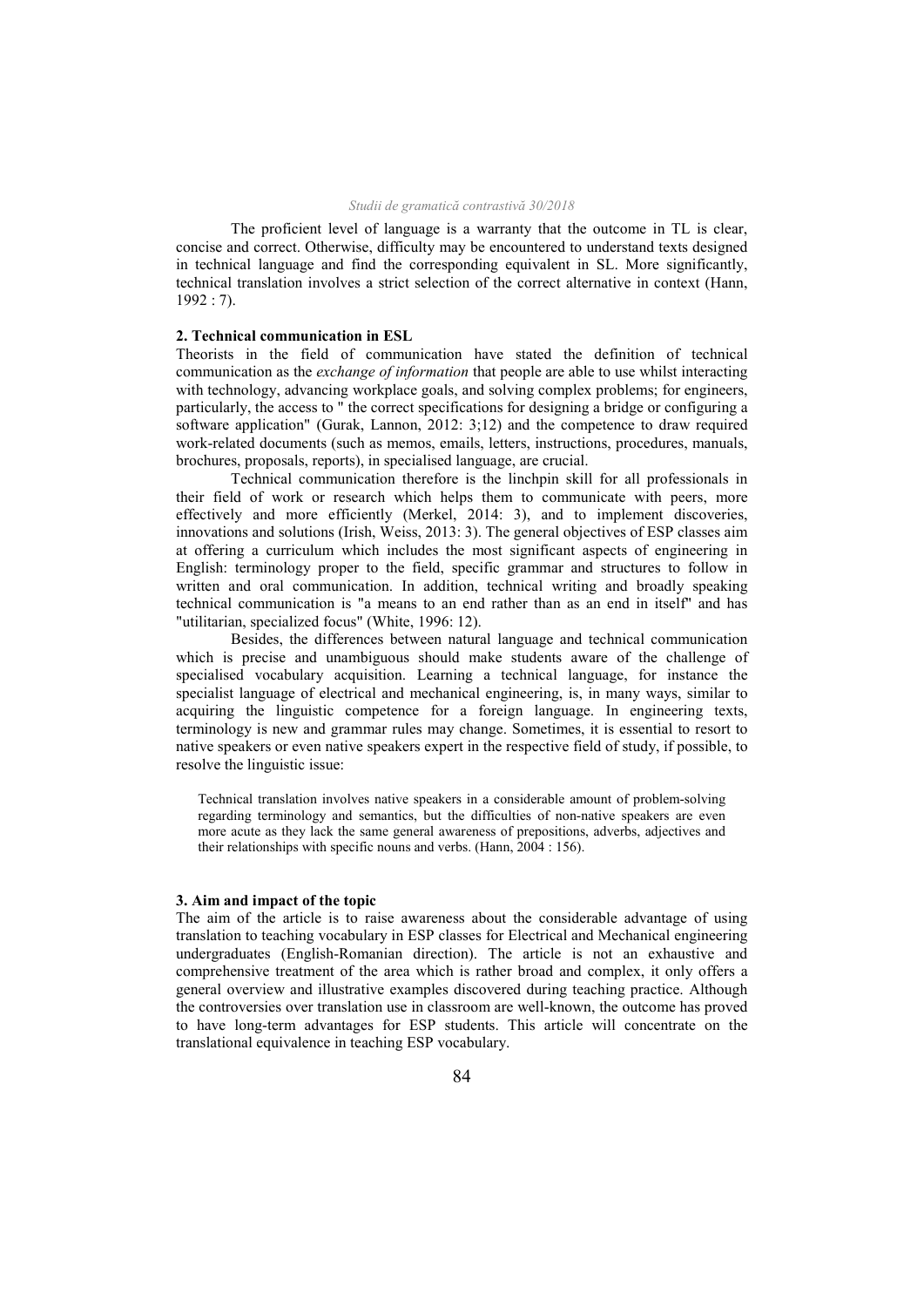The proficient level of language is a warranty that the outcome in TL is clear, concise and correct. Otherwise, difficulty may be encountered to understand texts designed in technical language and find the corresponding equivalent in SL. More significantly, technical translation involves a strict selection of the correct alternative in context (Hann, 1992 : 7).

## 2. Technical communication in ESL

Theorists in the field of communication have stated the definition of technical communication as the *exchange of information* that people are able to use whilst interacting with technology, advancing workplace goals, and solving complex problems; for engineers, particularly, the access to " the correct specifications for designing a bridge or configuring a software application" (Gurak, Lannon, 2012: 3;12) and the competence to draw required work-related documents (such as memos, emails, letters, instructions, procedures, manuals, brochures, proposals, reports), in specialised language, are crucial.

Technical communication therefore is the linchpin skill for all professionals in their field of work or research which helps them to communicate with peers, more effectively and more efficiently (Merkel, 2014: 3), and to implement discoveries, innovations and solutions (Irish, Weiss, 2013: 3). The general objectives of ESP classes aim at offering a curriculum which includes the most significant aspects of engineering in English: terminology proper to the field, specific grammar and structures to follow in written and oral communication. In addition, technical writing and broadly speaking technical communication is "a means to an end rather than as an end in itself" and has "utilitarian, specialized focus" (White, 1996: 12).

Besides, the differences between natural language and technical communication which is precise and unambiguous should make students aware of the challenge of specialised vocabulary acquisition. Learning a technical language, for instance the specialist language of electrical and mechanical engineering, is, in many ways, similar to acquiring the linguistic competence for a foreign language. In engineering texts, terminology is new and grammar rules may change. Sometimes, it is essential to resort to native speakers or even native speakers expert in the respective field of study, if possible, to resolve the linguistic issue:

> Technical translation involves native speakers in a considerable amount of problem-solving regarding terminology and semantics, but the difficulties of non-native speakers are even more acute as they lack the same general awareness of prepositions, adverbs, adjectives and their relationships with specific nouns and verbs. (Hann, 2004 : 156).

## 3. Aim and impact of the topic

The aim of the article is to raise awareness about the considerable advantage of using translation to teaching vocabulary in ESP classes for Electrical and Mechanical engineering undergraduates (English-Romanian direction). The article is not an exhaustive and comprehensive treatment of the area which is rather broad and complex, it only offers a general overview and illustrative examples discovered during teaching practice. Although the controversies over translation use in classroom are well-known, the outcome has proved to have long-term advantages for ESP students. This article will concentrate on the translational equivalence in teaching ESP vocabulary.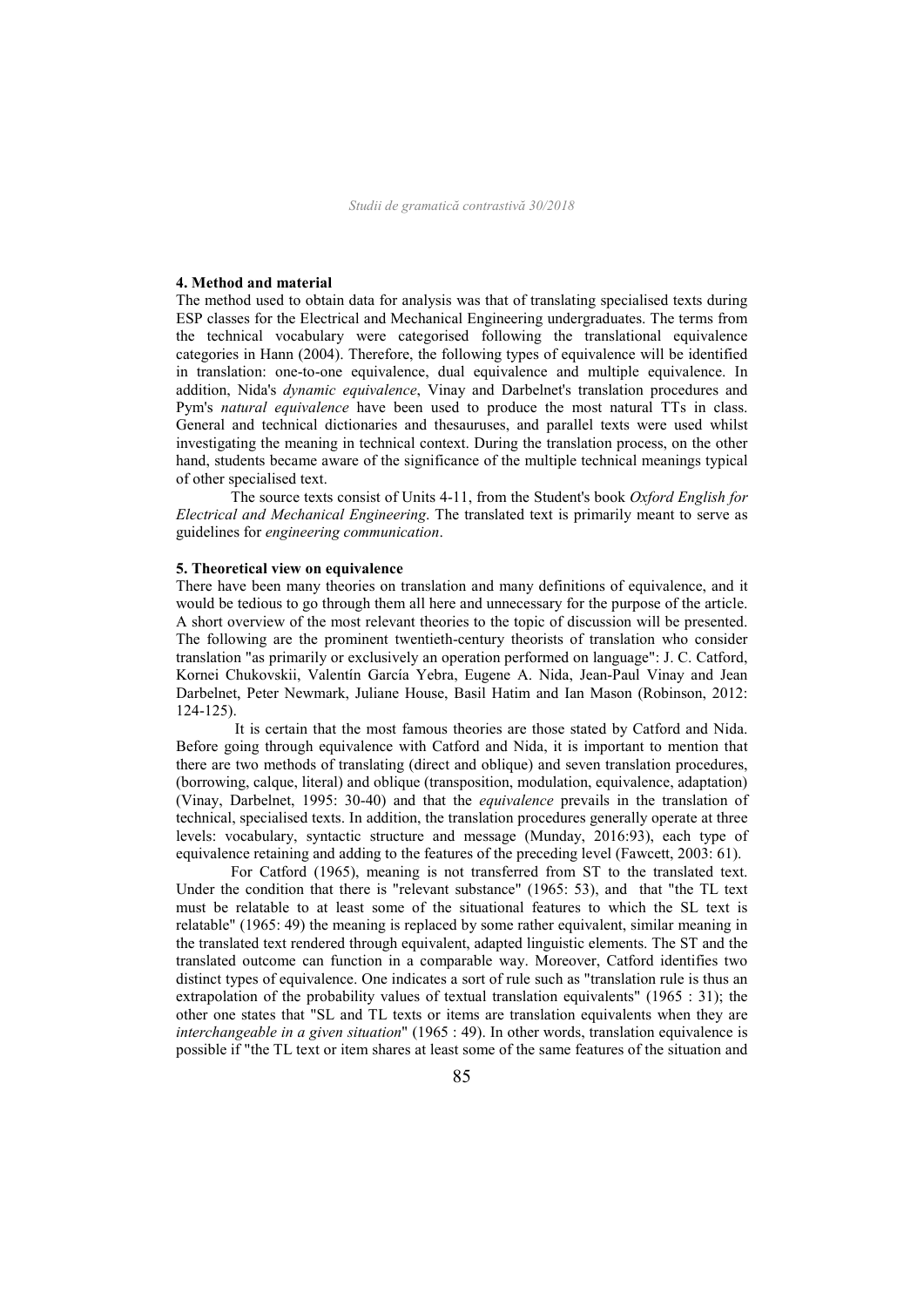## 4. Method and material

The method used to obtain data for analysis was that of translating specialised texts during ESP classes for the Electrical and Mechanical Engineering undergraduates. The terms from the technical vocabulary were categorised following the translational equivalence categories in Hann (2004). Therefore, the following types of equivalence will be identified in translation: one-to-one equivalence, dual equivalence and multiple equivalence. In addition, Nida's *dynamic equivalence*, Vinay and Darbelnet's translation procedures and Pym's *natural equivalence* have been used to produce the most natural TTs in class. General and technical dictionaries and thesauruses, and parallel texts were used whilst investigating the meaning in technical context. During the translation process, on the other hand, students became aware of the significance of the multiple technical meanings typical of other specialised text.

The source texts consist of Units 4-11, from the Student's book *Oxford English for Electrical and Mechanical Engineering*. The translated text is primarily meant to serve as guidelines for *engineering communication*.

## 5. Theoretical view on equivalence

There have been many theories on translation and many definitions of equivalence, and it would be tedious to go through them all here and unnecessary for the purpose of the article. A short overview of the most relevant theories to the topic of discussion will be presented. The following are the prominent twentieth-century theorists of translation who consider translation "as primarily or exclusively an operation performed on language": J. C. Catford, Kornei Chukovskii, Valentín García Yebra, Eugene A. Nida, Jean-Paul Vinay and Jean Darbelnet, Peter Newmark, Juliane House, Basil Hatim and Ian Mason (Robinson, 2012: 124-125).

It is certain that the most famous theories are those stated by Catford and Nida. Before going through equivalence with Catford and Nida, it is important to mention that there are two methods of translating (direct and oblique) and seven translation procedures, (borrowing, calque, literal) and oblique (transposition, modulation, equivalence, adaptation) (Vinay, Darbelnet, 1995: 30-40) and that the *equivalence* prevails in the translation of technical, specialised texts. In addition, the translation procedures generally operate at three levels: vocabulary, syntactic structure and message (Munday, 2016:93), each type of equivalence retaining and adding to the features of the preceding level (Fawcett, 2003: 61).

For Catford (1965), meaning is not transferred from ST to the translated text. Under the condition that there is "relevant substance" (1965: 53), and that "the TL text must be relatable to at least some of the situational features to which the SL text is relatable" (1965: 49) the meaning is replaced by some rather equivalent, similar meaning in the translated text rendered through equivalent, adapted linguistic elements. The ST and the translated outcome can function in a comparable way. Moreover, Catford identifies two distinct types of equivalence. One indicates a sort of rule such as "translation rule is thus an extrapolation of the probability values of textual translation equivalents" (1965 : 31); the other one states that "SL and TL texts or items are translation equivalents when they are *interchangeable in a given situation*" (1965 : 49). In other words, translation equivalence is possible if "the TL text or item shares at least some of the same features of the situation and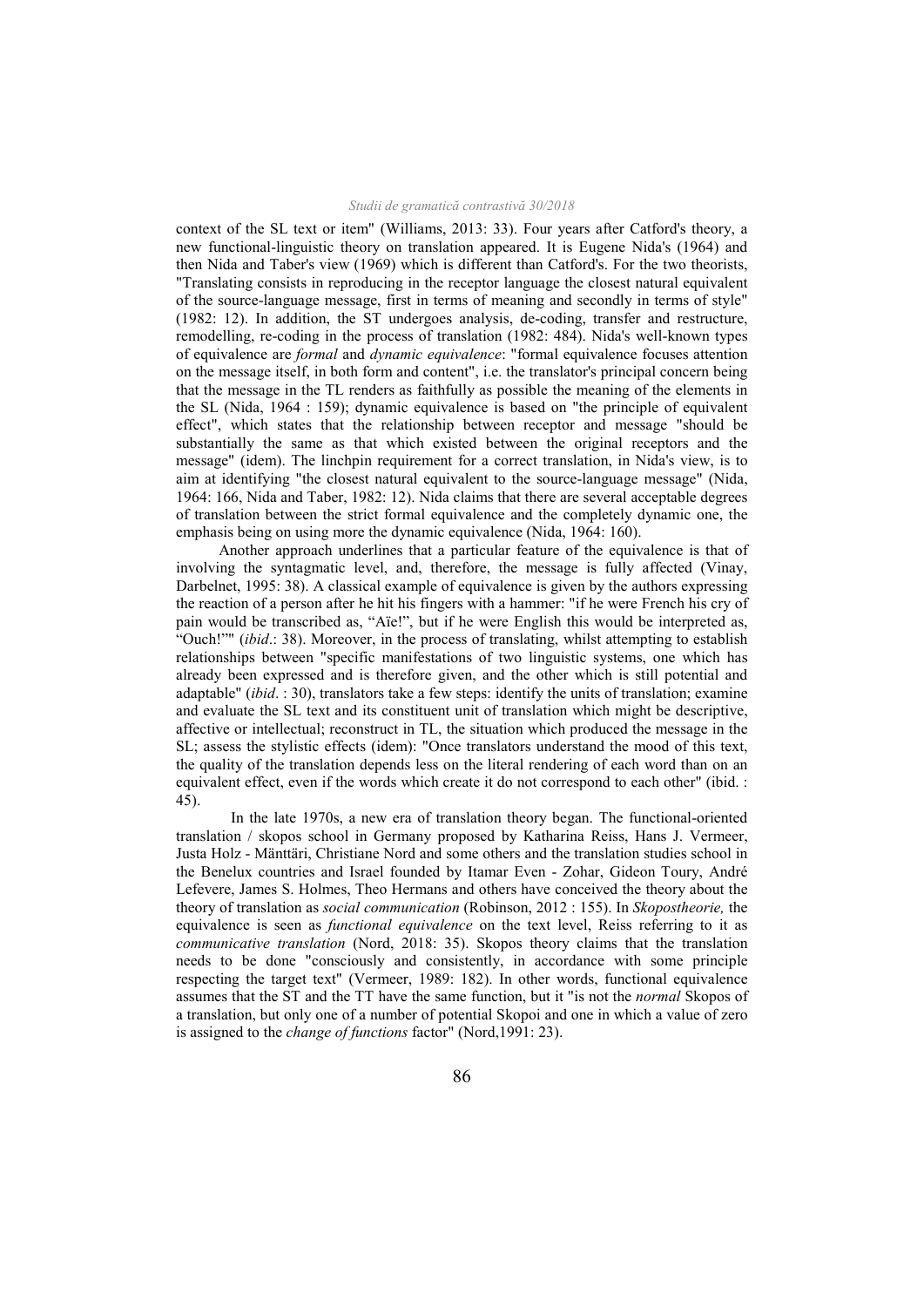context of the SL text or item" (Williams, 2013: 33). Four years after Catford's theory, a new functional-linguistic theory on translation appeared. It is Eugene Nida's (1964) and then Nida and Taber's view (1969) which is different than Catford's. For the two theorists, "Translating consists in reproducing in the receptor language the closest natural equivalent of the source-language message, first in terms of meaning and secondly in terms of style" (1982: 12). In addition, the ST undergoes analysis, de-coding, transfer and restructure, remodelling, re-coding in the process of translation (1982: 484). Nida's well-known types of equivalence are *formal* and *dynamic equivalence*: "formal equivalence focuses attention on the message itself, in both form and content", i.e. the translator's principal concern being that the message in the TL renders as faithfully as possible the meaning of the elements in the SL (Nida, 1964 : 159); dynamic equivalence is based on "the principle of equivalent effect", which states that the relationship between receptor and message "should be substantially the same as that which existed between the original receptors and the message" (idem). The linchpin requirement for a correct translation, in Nida's view, is to aim at identifying "the closest natural equivalent to the source-language message" (Nida, 1964: 166, Nida and Taber, 1982: 12). Nida claims that there are several acceptable degrees of translation between the strict formal equivalence and the completely dynamic one, the emphasis being on using more the dynamic equivalence (Nida, 1964: 160).

Another approach underlines that a particular feature of the equivalence is that of involving the syntagmatic level, and, therefore, the message is fully affected (Vinay, Darbelnet, 1995: 38). A classical example of equivalence is given by the authors expressing the reaction of a person after he hit his fingers with a hammer: "if he were French his cry of pain would be transcribed as, "Aïe!", but if he were English this would be interpreted as, "Ouch!"" (*ibid*.: 38). Moreover, in the process of translating, whilst attempting to establish relationships between "specific manifestations of two linguistic systems, one which has already been expressed and is therefore given, and the other which is still potential and adaptable" (*ibid*. : 30), translators take a few steps: identify the units of translation; examine and evaluate the SL text and its constituent unit of translation which might be descriptive, affective or intellectual; reconstruct in TL, the situation which produced the message in the SL; assess the stylistic effects (idem): "Once translators understand the mood of this text, the quality of the translation depends less on the literal rendering of each word than on an equivalent effect, even if the words which create it do not correspond to each other" (ibid. : 45).

In the late 1970s, a new era of translation theory began. The functional-oriented translation / skopos school in Germany proposed by Katharina Reiss, Hans J. Vermeer, Justa Holz - Mänttäri, Christiane Nord and some others and the translation studies school in the Benelux countries and Israel founded by Itamar Even - Zohar, Gideon Toury, André Lefevere, James S. Holmes, Theo Hermans and others have conceived the theory about the theory of translation as *social communication* (Robinson, 2012 : 155). In *Skopostheorie,* the equivalence is seen as *functional equivalence* on the text level, Reiss referring to it as *communicative translation* (Nord, 2018: 35). Skopos theory claims that the translation needs to be done "consciously and consistently, in accordance with some principle respecting the target text" (Vermeer, 1989: 182). In other words, functional equivalence assumes that the ST and the TT have the same function, but it "is not the *normal* Skopos of a translation, but only one of a number of potential Skopoi and one in which a value of zero is assigned to the *change of functions* factor" (Nord,1991: 23).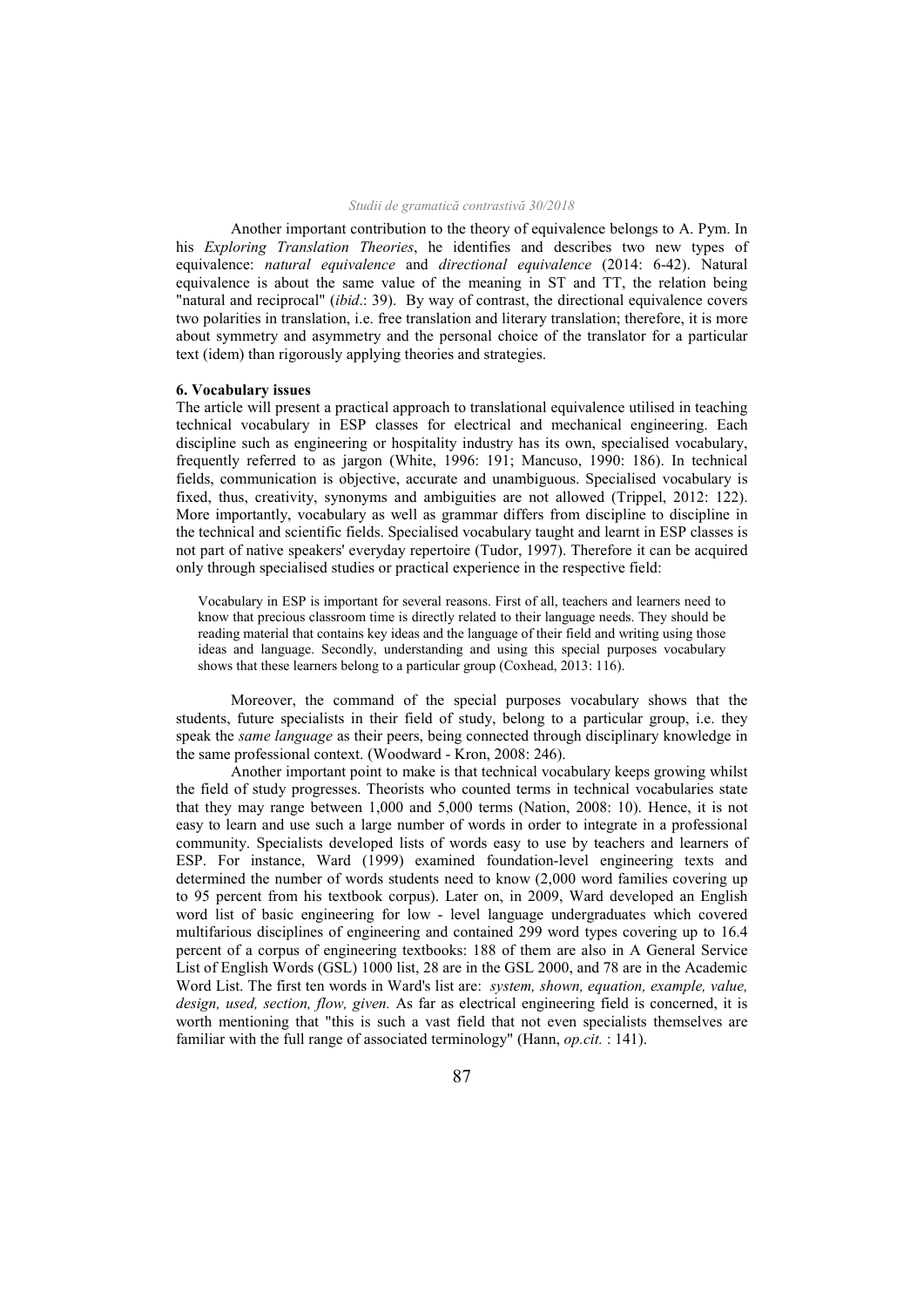Another important contribution to the theory of equivalence belongs to A. Pym. In his *Exploring Translation Theories*, he identifies and describes two new types of equivalence: *natural equivalence* and *directional equivalence* (2014: 6-42). Natural equivalence is about the same value of the meaning in ST and TT, the relation being "natural and reciprocal" (*ibid*.: 39). By way of contrast, the directional equivalence covers two polarities in translation, i.e. free translation and literary translation; therefore, it is more about symmetry and asymmetry and the personal choice of the translator for a particular text (idem) than rigorously applying theories and strategies.

### 6. Vocabulary issues

The article will present a practical approach to translational equivalence utilised in teaching technical vocabulary in ESP classes for electrical and mechanical engineering. Each discipline such as engineering or hospitality industry has its own, specialised vocabulary, frequently referred to as jargon (White, 1996: 191; Mancuso, 1990: 186). In technical fields, communication is objective, accurate and unambiguous. Specialised vocabulary is fixed, thus, creativity, synonyms and ambiguities are not allowed (Trippel, 2012: 122). More importantly, vocabulary as well as grammar differs from discipline to discipline in the technical and scientific fields. Specialised vocabulary taught and learnt in ESP classes is not part of native speakers' everyday repertoire (Tudor, 1997). Therefore it can be acquired only through specialised studies or practical experience in the respective field:

> Vocabulary in ESP is important for several reasons. First of all, teachers and learners need to know that precious classroom time is directly related to their language needs. They should be reading material that contains key ideas and the language of their field and writing using those ideas and language. Secondly, understanding and using this special purposes vocabulary shows that these learners belong to a particular group (Coxhead, 2013: 116).

Moreover, the command of the special purposes vocabulary shows that the students, future specialists in their field of study, belong to a particular group, i.e. they speak the *same language* as their peers, being connected through disciplinary knowledge in the same professional context. (Woodward - Kron, 2008: 246).

Another important point to make is that technical vocabulary keeps growing whilst the field of study progresses. Theorists who counted terms in technical vocabularies state that they may range between 1,000 and 5,000 terms (Nation, 2008: 10). Hence, it is not easy to learn and use such a large number of words in order to integrate in a professional community. Specialists developed lists of words easy to use by teachers and learners of ESP. For instance, Ward (1999) examined foundation-level engineering texts and determined the number of words students need to know (2,000 word families covering up to 95 percent from his textbook corpus). Later on, in 2009, Ward developed an English word list of basic engineering for low - level language undergraduates which covered multifarious disciplines of engineering and contained 299 word types covering up to 16.4 percent of a corpus of engineering textbooks: 188 of them are also in A General Service List of English Words (GSL) 1000 list, 28 are in the GSL 2000, and 78 are in the Academic Word List. The first ten words in Ward's list are: *system, shown, equation, example, value, design, used, section, flow, given.* As far as electrical engineering field is concerned, it is worth mentioning that "this is such a vast field that not even specialists themselves are familiar with the full range of associated terminology" (Hann, *op.cit.* : 141).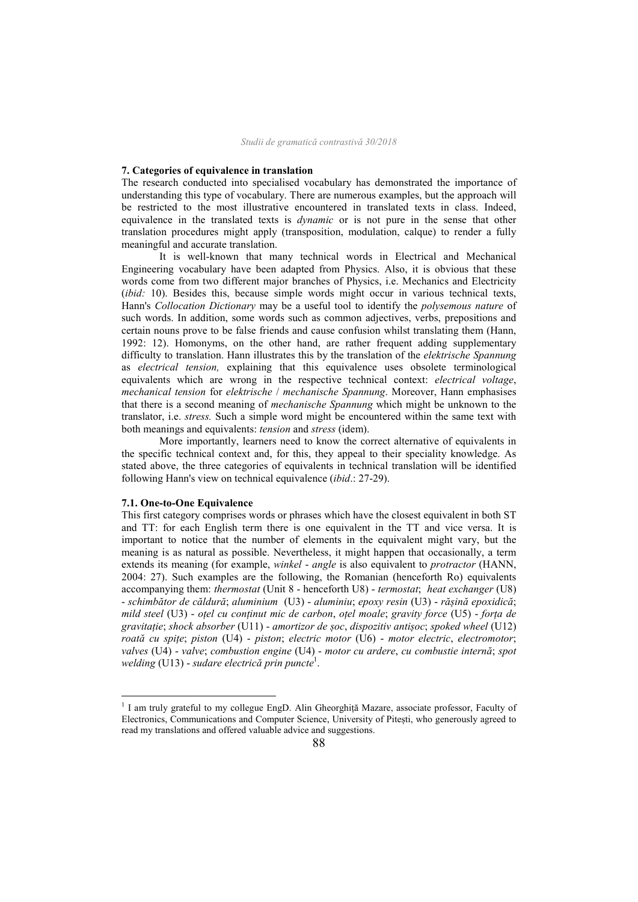## 7. Categories of equivalence in translation

The research conducted into specialised vocabulary has demonstrated the importance of understanding this type of vocabulary. There are numerous examples, but the approach will be restricted to the most illustrative encountered in translated texts in class. Indeed, equivalence in the translated texts is *dynamic* or is not pure in the sense that other translation procedures might apply (transposition, modulation, calque) to render a fully meaningful and accurate translation.

It is well-known that many technical words in Electrical and Mechanical Engineering vocabulary have been adapted from Physics. Also, it is obvious that these words come from two different major branches of Physics, i.e. Mechanics and Electricity (*ibid:* 10). Besides this, because simple words might occur in various technical texts, Hann's *Collocation Dictionary* may be a useful tool to identify the *polysemous nature* of such words. In addition, some words such as common adjectives, verbs, prepositions and certain nouns prove to be false friends and cause confusion whilst translating them (Hann, 1992: 12). Homonyms, on the other hand, are rather frequent adding supplementary difficulty to translation. Hann illustrates this by the translation of the *elektrische Spannung* as *electrical tension,* explaining that this equivalence uses obsolete terminological equivalents which are wrong in the respective technical context: *electrical voltage*, *mechanical tension* for *elektrische* / *mechanische Spannung*. Moreover, Hann emphasises that there is a second meaning of *mechanische Spannung* which might be unknown to the translator, i.e. *stress.* Such a simple word might be encountered within the same text with both meanings and equivalents: *tension* and *stress* (idem).

More importantly, learners need to know the correct alternative of equivalents in the specific technical context and, for this, they appeal to their speciality knowledge. As stated above, the three categories of equivalents in technical translation will be identified following Hann's view on technical equivalence (*ibid*.: 27-29).

### 7.1. One-to-One Equivalence

This first category comprises words or phrases which have the closest equivalent in both ST and TT: for each English term there is one equivalent in the TT and vice versa. It is important to notice that the number of elements in the equivalent might vary, but the meaning is as natural as possible. Nevertheless, it might happen that occasionally, a term extends its meaning (for example, *winkel* - *angle* is also equivalent to *protractor* (HANN, 2004: 27). Such examples are the following, the Romanian (henceforth Ro) equivalents accompanying them: *thermostat* (Unit 8 - henceforth U8) - *termostat*; *heat exchanger* (U8) - *schimbător de căldură*; *aluminium* (U3) - *aluminiu*; *epoxy resin* (U3) - *rășină epoxidică*; *mild steel* (U3) - *oțel cu conținut mic de carbon*, *oțel moale*; *gravity force* (U5) - *forța de gravitație*; *shock absorber* (U11) - *amortizor de șoc*, *dispozitiv antișoc*; *spoked wheel* (U12) *roată cu spițe*; *piston* (U4) - *piston*; *electric motor* (U6) - *motor electric*, *electromotor*; *valves* (U4) - *valve*; *combustion engine* (U4) - *motor cu ardere*, *cu combustie internă*; *spot welding* (U13) - *sudare electrică prin puncte*[1].

[1] I am truly grateful to my collegue EngD. Alin Gheorghiță Mazare, associate professor, Faculty of Electronics, Communications and Computer Science, University of Pitești, who generously agreed to read my translations and offered valuable advice and suggestions.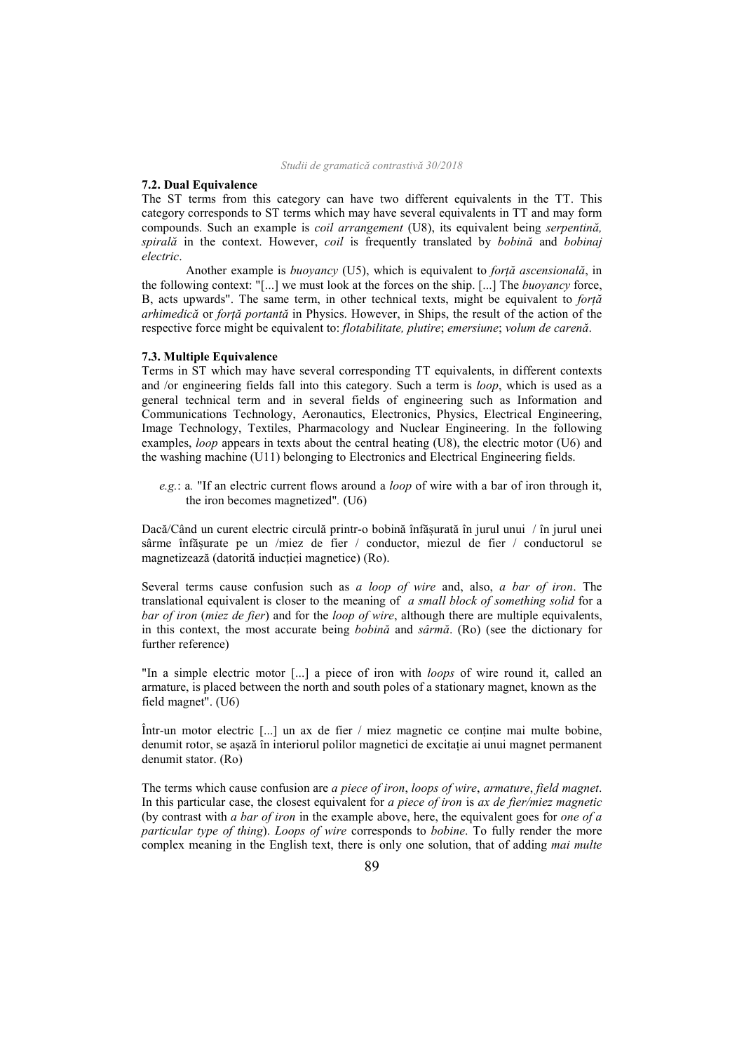### 7.2. Dual Equivalence

The ST terms from this category can have two different equivalents in the TT. This category corresponds to ST terms which may have several equivalents in TT and may form compounds. Such an example is *coil arrangement* (U8), its equivalent being *serpentină, spirală* in the context. However, *coil* is frequently translated by *bobină* and *bobinaj electric*.

Another example is *buoyancy* (U5), which is equivalent to *forță ascensională*, in the following context: "[...] we must look at the forces on the ship. [...] The *buoyancy* force, B, acts upwards". The same term, in other technical texts, might be equivalent to *forță arhimedică* or *forță portantă* in Physics. However, in Ships, the result of the action of the respective force might be equivalent to: *flotabilitate, plutire*; *emersiune*; *volum de carenă*.

### 7.3. Multiple Equivalence

Terms in ST which may have several corresponding TT equivalents, in different contexts and /or engineering fields fall into this category. Such a term is *loop*, which is used as a general technical term and in several fields of engineering such as Information and Communications Technology, Aeronautics, Electronics, Physics, Electrical Engineering, Image Technology, Textiles, Pharmacology and Nuclear Engineering. In the following examples, *loop* appears in texts about the central heating (U8), the electric motor (U6) and the washing machine (U11) belonging to Electronics and Electrical Engineering fields.

*e.g.*: a. "If an electric current flows around a *loop* of wire with a bar of iron through it, the iron becomes magnetized". (U6)

Dacă/Când un curent electric circulă printr-o bobină înfășurată în jurul unui / în jurul unei sârme înfășurate pe un /miez de fier / conductor, miezul de fier / conductorul se magnetizează (datorită inducției magnetice) (Ro).

Several terms cause confusion such as *a loop of wire* and, also, *a bar of iron*. The translational equivalent is closer to the meaning of *a small block of something solid* for a *bar of iron* (*miez de fier*) and for the *loop of wire*, although there are multiple equivalents, in this context, the most accurate being *bobină* and *sârmă*. (Ro) (see the dictionary for further reference)

"In a simple electric motor [...] a piece of iron with *loops* of wire round it, called an armature, is placed between the north and south poles of a stationary magnet, known as the field magnet". (U6)

Într-un motor electric [...] un ax de fier / miez magnetic ce conține mai multe bobine, denumit rotor, se așază în interiorul polilor magnetici de excitație ai unui magnet permanent denumit stator. (Ro)

The terms which cause confusion are *a piece of iron*, *loops of wire*, *armature*, *field magnet*. In this particular case, the closest equivalent for *a piece of iron* is *ax de fier/miez magnetic* (by contrast with *a bar of iron* in the example above, here, the equivalent goes for *one of a particular type of thing*). *Loops of wire* corresponds to *bobine*. To fully render the more complex meaning in the English text, there is only one solution, that of adding *mai multe*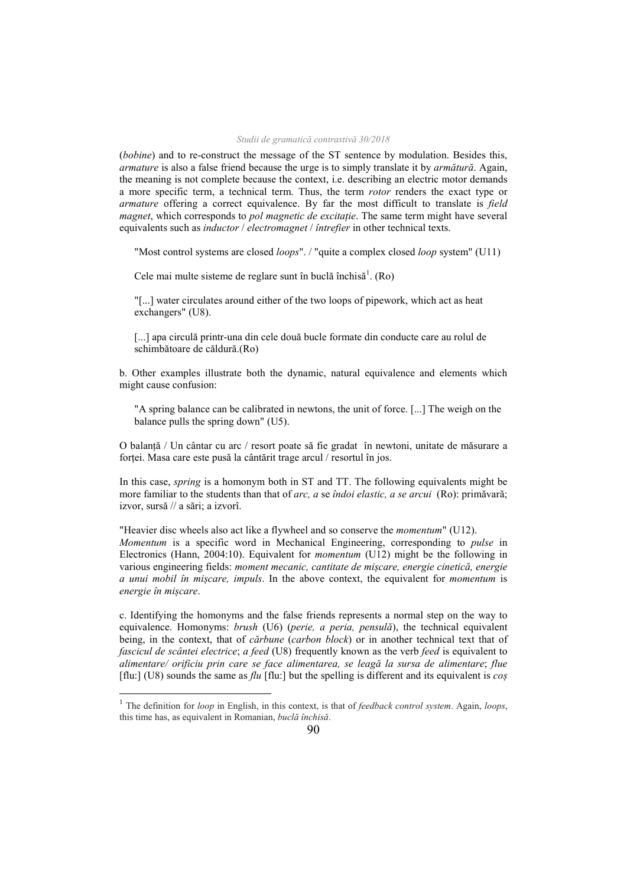(*bobine*) and to re-construct the message of the ST sentence by modulation. Besides this, *armature* is also a false friend because the urge is to simply translate it by *armătură*. Again, the meaning is not complete because the context, i.e. describing an electric motor demands a more specific term, a technical term. Thus, the term *rotor* renders the exact type or *armature* offering a correct equivalence. By far the most difficult to translate is *field magnet*, which corresponds to *pol magnetic de excitație*. The same term might have several equivalents such as *inductor* / *electromagnet* / *întrefier* in other technical texts.

> "Most control systems are closed *loops*". / "quite a complex closed *loop* system" (U11)
>
> Cele mai multe sisteme de reglare sunt în buclă închisă[1]. (Ro)
>
> "[...] water circulates around either of the two loops of pipework, which act as heat exchangers" (U8).
>
> [...] apa circulă printr-una din cele două bucle formate din conducte care au rolul de schimbătoare de căldură.(Ro)

b. Other examples illustrate both the dynamic, natural equivalence and elements which might cause confusion:

> "A spring balance can be calibrated in newtons, the unit of force. [...] The weigh on the balance pulls the spring down" (U5).

O balanță / Un cântar cu arc / resort poate să fie gradat în newtoni, unitate de măsurare a forței. Masa care este pusă la cântărit trage arcul / resortul în jos.

In this case, *spring* is a homonym both in ST and TT. The following equivalents might be more familiar to the students than that of *arc, a* se *îndoi elastic, a se arcui* (Ro): primăvară; izvor, sursă // a sări; a izvorî.

"Heavier disc wheels also act like a flywheel and so conserve the *momentum*" (U12). *Momentum* is a specific word in Mechanical Engineering, corresponding to *pulse* in Electronics (Hann, 2004:10). Equivalent for *momentum* (U12) might be the following in various engineering fields: *moment mecanic, cantitate de mișcare, energie cinetică, energie a unui mobil în mișcare, impuls*. In the above context, the equivalent for *momentum* is *energie în mișcare*.

c. Identifying the homonyms and the false friends represents a normal step on the way to equivalence. Homonyms: *brush* (U6) (*perie, a peria, pensulă*), the technical equivalent being, in the context, that of *cărbune* (*carbon block*) or in another technical text that of *fascicul de scântei electrice*; *a feed* (U8) frequently known as the verb *feed* is equivalent to *alimentare/ orificiu prin care se face alimentarea, se leagă la sursa de alimentare*; *flue* [flu:] (U8) sounds the same as *flu* [flu:] but the spelling is different and its equivalent is *coș*

---

[1] The definition for *loop* in English, in this context, is that of *feedback control system*. Again, *loops*, this time has, as equivalent in Romanian, *buclă închisă*.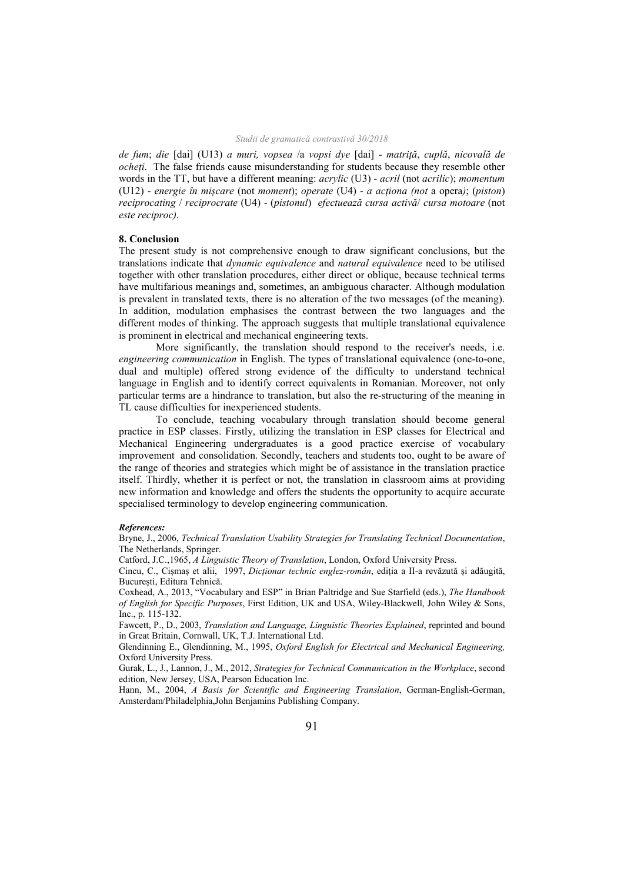*de fum*; *die* [dai] (U13) *a muri, vopsea* /a *vopsi dye* [dai] - *matriță*, *cuplă*, *nicovală de ocheți*. The false friends cause misunderstanding for students because they resemble other words in the TT, but have a different meaning: *acrylic* (U3) - *acril* (not *acrilic*); *momentum* (U12) - *energie în mișcare* (not *moment*); *operate* (U4) - *a acționa (not* a opera*)*; (*piston*) *reciprocating* / *reciprocrate* (U4) - (*pistonul*) *efectuează cursa activă*/ *cursa motoare* (not *este reciproc)*.

## 8. Conclusion

The present study is not comprehensive enough to draw significant conclusions, but the translations indicate that *dynamic equivalence* and *natural equivalence* need to be utilised together with other translation procedures, either direct or oblique, because technical terms have multifarious meanings and, sometimes, an ambiguous character. Although modulation is prevalent in translated texts, there is no alteration of the two messages (of the meaning). In addition, modulation emphasises the contrast between the two languages and the different modes of thinking. The approach suggests that multiple translational equivalence is prominent in electrical and mechanical engineering texts.

More significantly, the translation should respond to the receiver's needs, i.e. *engineering communication* in English. The types of translational equivalence (one-to-one, dual and multiple) offered strong evidence of the difficulty to understand technical language in English and to identify correct equivalents in Romanian. Moreover, not only particular terms are a hindrance to translation, but also the re-structuring of the meaning in TL cause difficulties for inexperienced students.

To conclude, teaching vocabulary through translation should become general practice in ESP classes. Firstly, utilizing the translation in ESP classes for Electrical and Mechanical Engineering undergraduates is a good practice exercise of vocabulary improvement and consolidation. Secondly, teachers and students too, ought to be aware of the range of theories and strategies which might be of assistance in the translation practice itself. Thirdly, whether it is perfect or not, the translation in classroom aims at providing new information and knowledge and offers the students the opportunity to acquire accurate specialised terminology to develop engineering communication.

***References:***

Bryne, J., 2006, *Technical Translation Usability Strategies for Translating Technical Documentation*, The Netherlands, Springer.

Catford, J.C.,1965, *A Linguistic Theory of Translation*, London, Oxford University Press.

Cincu, C., Cişmaş et alii, 1997, *Dicționar technic englez-român*, ediția a II-a revăzută și adăugită, București, Editura Tehnică.

Coxhead, A., 2013, "Vocabulary and ESP" in Brian Paltridge and Sue Starfield (eds.), *The Handbook of English for Specific Purposes*, First Edition, UK and USA, Wiley-Blackwell, John Wiley & Sons, Inc., p. 115-132.

Fawcett, P., D., 2003, *Translation and Language, Linguistic Theories Explained*, reprinted and bound in Great Britain, Cornwall, UK, T.J. International Ltd.

Glendinning E., Glendinning, M., 1995, *Oxford English for Electrical and Mechanical Engineering,* Oxford University Press.

Gurak, L., J., Lannon, J., M., 2012, *Strategies for Technical Communication in the Workplace*, second edition, New Jersey, USA, Pearson Education Inc.

Hann, M., 2004, *A Basis for Scientific and Engineering Translation*, German-English-German, Amsterdam/Philadelphia,John Benjamins Publishing Company.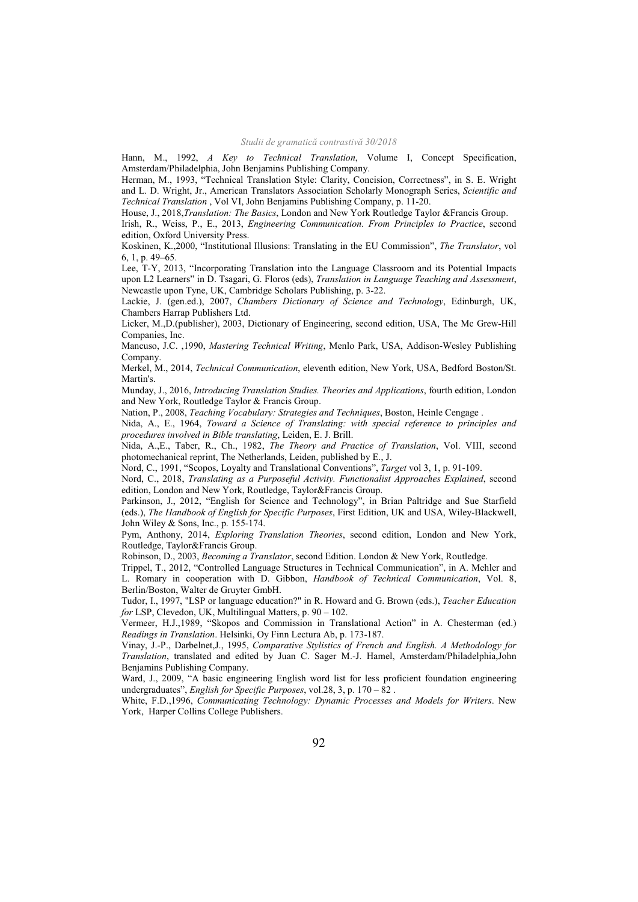Hann, M., 1992, *A Key to Technical Translation*, Volume I, Concept Specification, Amsterdam/Philadelphia, John Benjamins Publishing Company.

Herman, M., 1993, "Technical Translation Style: Clarity, Concision, Correctness", in S. E. Wright and L. D. Wright, Jr., American Translators Association Scholarly Monograph Series, *Scientific and Technical Translation* , Vol VI, John Benjamins Publishing Company, p. 11-20.

House, J., 2018,*Translation: The Basics*, London and New York Routledge Taylor &Francis Group.

Irish, R., Weiss, P., E., 2013, *Engineering Communication. From Principles to Practice*, second edition, Oxford University Press.

Koskinen, K.,2000, "Institutional Illusions: Translating in the EU Commission", *The Translator*, vol 6, 1, p. 49–65.

Lee, T-Y, 2013, "Incorporating Translation into the Language Classroom and its Potential Impacts upon L2 Learners" in D. Tsagari, G. Floros (eds), *Translation in Language Teaching and Assessment*, Newcastle upon Tyne, UK, Cambridge Scholars Publishing, p. 3-22.

Lackie, J. (gen.ed.), 2007, *Chambers Dictionary of Science and Technology*, Edinburgh, UK, Chambers Harrap Publishers Ltd.

Licker, M.,D.(publisher), 2003, Dictionary of Engineering, second edition, USA, The Mc Grew-Hill Companies, Inc.

Mancuso, J.C. ,1990, *Mastering Technical Writing*, Menlo Park, USA, Addison-Wesley Publishing Company.

Merkel, M., 2014, *Technical Communication*, eleventh edition, New York, USA, Bedford Boston/St. Martin's.

Munday, J., 2016, *Introducing Translation Studies. Theories and Applications*, fourth edition, London and New York, Routledge Taylor & Francis Group.

Nation, P., 2008, *Teaching Vocabulary: Strategies and Techniques*, Boston, Heinle Cengage .

Nida, A., E., 1964, *Toward a Science of Translating: with special reference to principles and procedures involved in Bible translating*, Leiden, E. J. Brill.

Nida, A.,E., Taber, R., Ch., 1982, *The Theory and Practice of Translation*, Vol. VIII, second photomechanical reprint, The Netherlands, Leiden, published by E., J.

Nord, C., 1991, "Scopos, Loyalty and Translational Conventions", *Target* vol 3, 1, p. 91-109.

Nord, C., 2018, *Translating as a Purposeful Activity. Functionalist Approaches Explained*, second edition, London and New York, Routledge, Taylor&Francis Group.

Parkinson, J., 2012, "English for Science and Technology", in Brian Paltridge and Sue Starfield (eds.), *The Handbook of English for Specific Purposes*, First Edition, UK and USA, Wiley-Blackwell, John Wiley & Sons, Inc., p. 155-174.

Pym, Anthony, 2014, *Exploring Translation Theories*, second edition, London and New York, Routledge, Taylor&Francis Group.

Robinson, D., 2003, *Becoming a Translator*, second Edition. London & New York, Routledge.

Trippel, T., 2012, "Controlled Language Structures in Technical Communication", in A. Mehler and L. Romary in cooperation with D. Gibbon, *Handbook of Technical Communication*, Vol. 8, Berlin/Boston, Walter de Gruyter GmbH.

Tudor, I., 1997, "LSP or language education?" in R. Howard and G. Brown (eds.), *Teacher Education for* LSP, Clevedon, UK, Multilingual Matters, p. 90 – 102.

Vermeer, H.J.,1989, "Skopos and Commission in Translational Action" in A. Chesterman (ed.) *Readings in Translation*. Helsinki, Oy Finn Lectura Ab, p. 173-187.

Vinay, J.-P., Darbelnet,J., 1995, *Comparative Stylistics of French and English. A Methodology for Translation*, translated and edited by Juan C. Sager M.-J. Hamel, Amsterdam/Philadelphia,John Benjamins Publishing Company.

Ward, J., 2009, "A basic engineering English word list for less proficient foundation engineering undergraduates", *English for Specific Purposes*, vol.28, 3, p. 170 – 82 .

White, F.D.,1996, *Communicating Technology: Dynamic Processes and Models for Writers*. New York, Harper Collins College Publishers.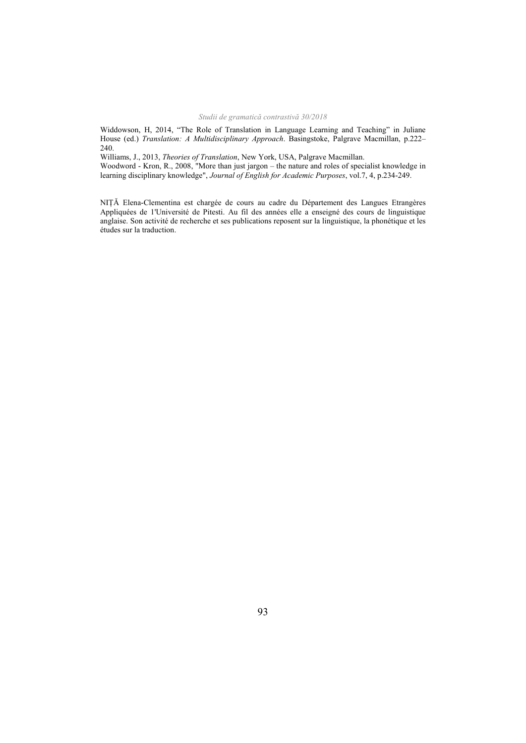Widdowson, H, 2014, "The Role of Translation in Language Learning and Teaching" in Juliane House (ed.) *Translation: A Multidisciplinary Approach*. Basingstoke, Palgrave Macmillan, p.222–240.

Williams, J., 2013, *Theories of Translation*, New York, USA, Palgrave Macmillan.

Woodword - Kron, R., 2008, "More than just jargon – the nature and roles of specialist knowledge in learning disciplinary knowledge", *Journal of English for Academic Purposes*, vol.7, 4, p.234-249.

NIȚĂ Elena-Clementina est chargée de cours au cadre du Département des Langues Etrangères Appliquées de 1'Université de Pitesti. Au fil des années elle a enseigné des cours de linguistique anglaise. Son activité de recherche et ses publications reposent sur la linguistique, la phonétique et les études sur la traduction.